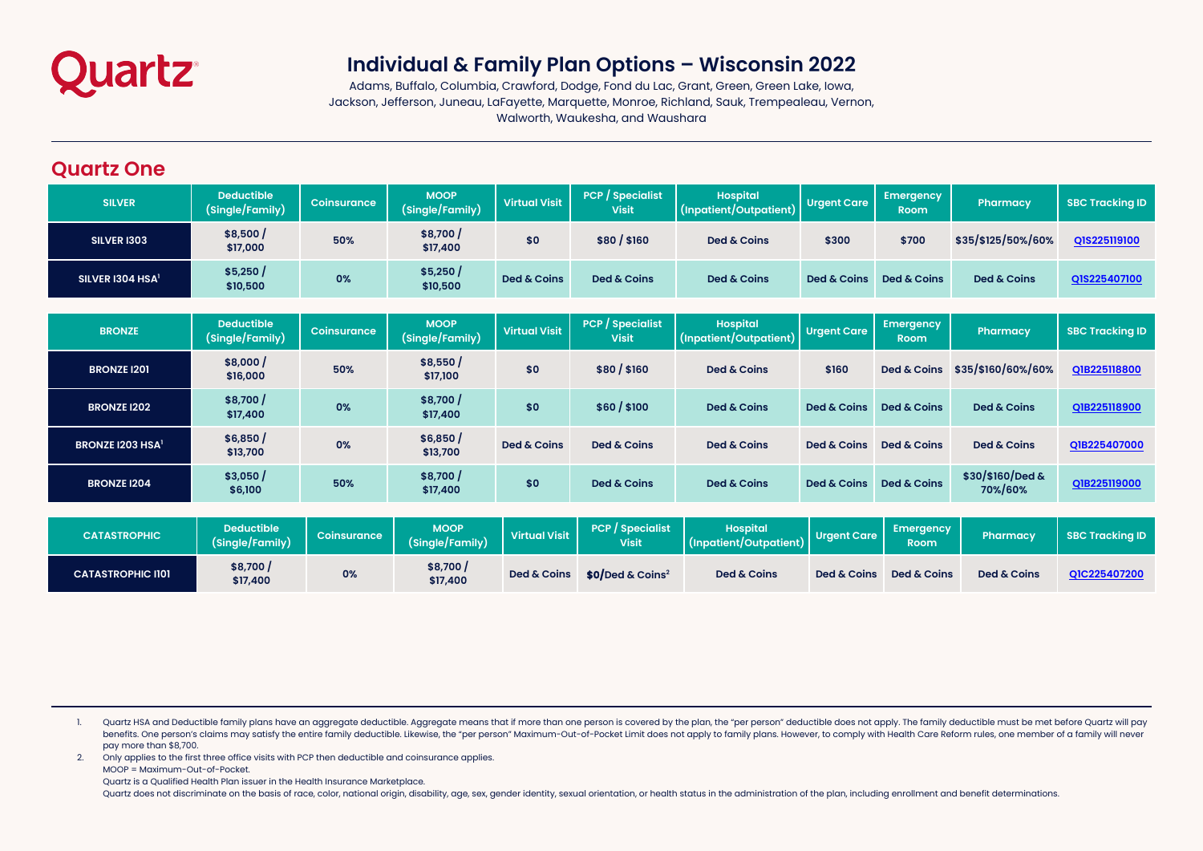Quartz

# Individual & Family Plan Options – Wisconsin 2022

Adams, Buffalo, Columbia, Crawford, Dodge, Fond du Lac, Grant, Green, Green Lake, Iowa, Jackson, Jefferson, Juneau, LaFayette, Marquette, Monroe, Richland, Sauk, Trempealeau, Vernon, Walworth, Waukesha, and Waushara

## Quartz One

| SILVER | Deductible (Single/Family) | Coinsurance | MOOP (Single/Family) | Virtual Visit | PCP / Specialist Visit | Hospital (Inpatient/Outpatient) | Urgent Care | Emergency Room | Pharmacy | SBC Tracking ID |
|---|---|---|---|---|---|---|---|---|---|---|
| SILVER I303 | $8,500 / $17,000 | 50% | $8,700 / $17,400 | $0 | $80 / $160 | Ded & Coins | $300 | $700 | $35/$125/50%/60% | Q1S225119100 |
| SILVER I304 HSA[1] | $5,250 / $10,500 | 0% | $5,250 / $10,500 | Ded & Coins | Ded & Coins | Ded & Coins | Ded & Coins | Ded & Coins | Ded & Coins | Q1S225407100 |

| BRONZE | Deductible (Single/Family) | Coinsurance | MOOP (Single/Family) | Virtual Visit | PCP / Specialist Visit | Hospital (Inpatient/Outpatient) | Urgent Care | Emergency Room | Pharmacy | SBC Tracking ID |
|---|---|---|---|---|---|---|---|---|---|---|
| BRONZE I201 | $8,000 / $16,000 | 50% | $8,550 / $17,100 | $0 | $80 / $160 | Ded & Coins | $160 | Ded & Coins | $35/$160/60%/60% | Q1B225118800 |
| BRONZE I202 | $8,700 / $17,400 | 0% | $8,700 / $17,400 | $0 | $60 / $100 | Ded & Coins | Ded & Coins | Ded & Coins | Ded & Coins | Q1B225118900 |
| BRONZE I203 HSA[1] | $6,850 / $13,700 | 0% | $6,850 / $13,700 | Ded & Coins | Ded & Coins | Ded & Coins | Ded & Coins | Ded & Coins | Ded & Coins | Q1B225407000 |
| BRONZE I204 | $3,050 / $6,100 | 50% | $8,700 / $17,400 | $0 | Ded & Coins | Ded & Coins | Ded & Coins | Ded & Coins | $30/$160/Ded & 70%/60% | Q1B225119000 |

| CATASTROPHIC | Deductible (Single/Family) | Coinsurance | MOOP (Single/Family) | Virtual Visit | PCP / Specialist Visit | Hospital (Inpatient/Outpatient) | Urgent Care | Emergency Room | Pharmacy | SBC Tracking ID |
|---|---|---|---|---|---|---|---|---|---|---|
| CATASTROPHIC I101 | $8,700 / $17,400 | 0% | $8,700 / $17,400 | Ded & Coins | **$0/**Ded & Coins[2] | Ded & Coins | Ded & Coins | Ded & Coins | Ded & Coins | Q1C225407200 |

1. Quartz HSA and Deductible family plans have an aggregate deductible. Aggregate means that if more than one person is covered by the plan, the "per person" deductible does not apply. The family deductible must be met before Quartz will pay benefits. One person's claims may satisfy the entire family deductible. Likewise, the "per person" Maximum-Out-of-Pocket Limit does not apply to family plans. However, to comply with Health Care Reform rules, one member of a family will never pay more than $8,700.
2. Only applies to the first three office visits with PCP then deductible and coinsurance applies.

MOOP = Maximum-Out-of-Pocket.

Quartz is a Qualified Health Plan issuer in the Health Insurance Marketplace.

Quartz does not discriminate on the basis of race, color, national origin, disability, age, sex, gender identity, sexual orientation, or health status in the administration of the plan, including enrollment and benefit determinations.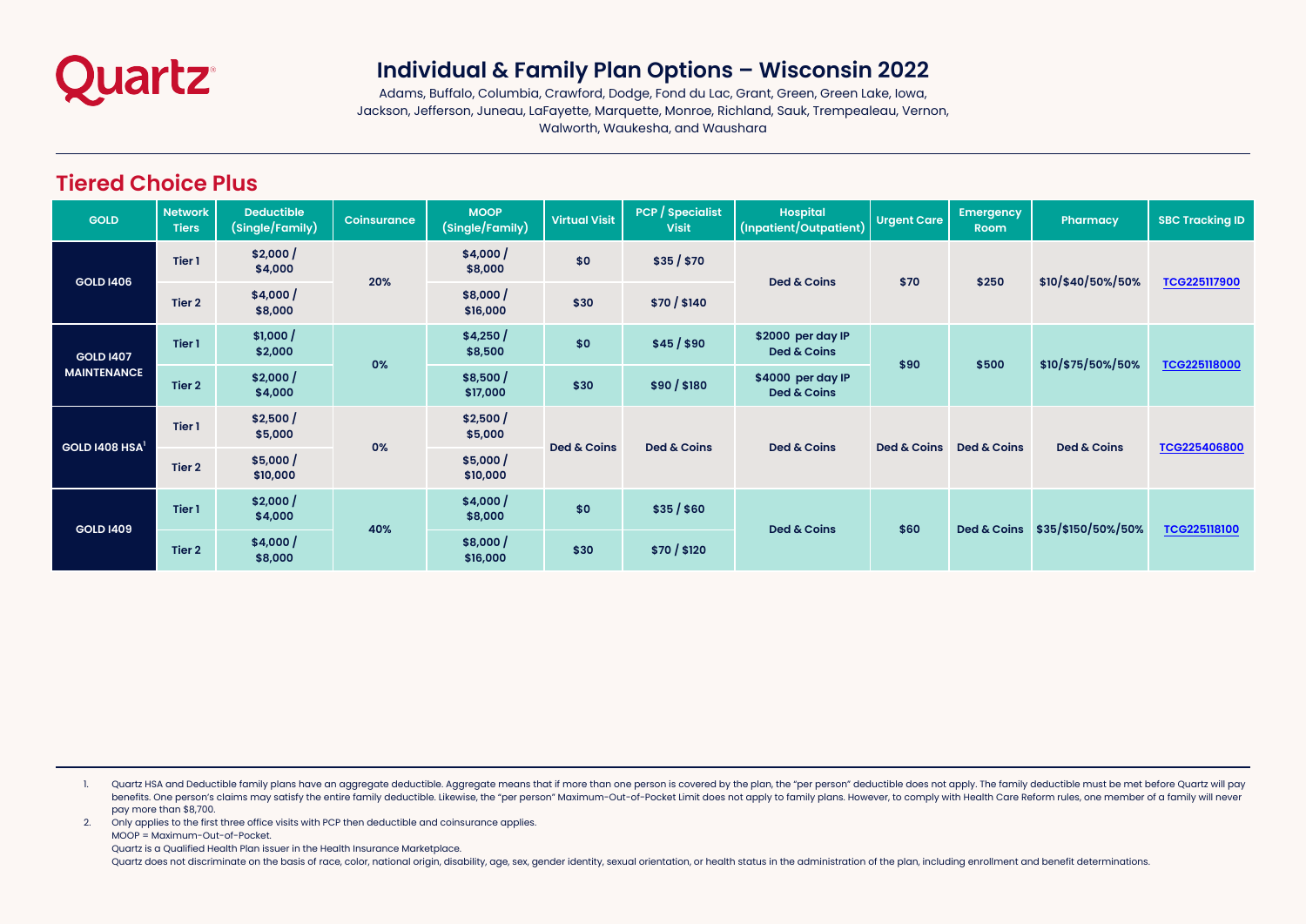Quartz

# Individual & Family Plan Options – Wisconsin 2022

Adams, Buffalo, Columbia, Crawford, Dodge, Fond du Lac, Grant, Green, Green Lake, Iowa, Jackson, Jefferson, Juneau, LaFayette, Marquette, Monroe, Richland, Sauk, Trempealeau, Vernon, Walworth, Waukesha, and Waushara

## Tiered Choice Plus

| GOLD | Network Tiers | Deductible (Single/Family) | Coinsurance | MOOP (Single/Family) | Virtual Visit | PCP / Specialist Visit | Hospital (Inpatient/Outpatient) | Urgent Care | Emergency Room | Pharmacy | SBC Tracking ID |
|---|---|---|---|---|---|---|---|---|---|---|---|
| GOLD I406 | Tier 1 | $2,000 / $4,000 | 20% | $4,000 / $8,000 | $0 | $35 / $70 | Ded & Coins | $70 | $250 | $10/$40/50%/50% | TCG225117900 |
| | Tier 2 | $4,000 / $8,000 | | $8,000 / $16,000 | $30 | $70 / $140 | | | | | |
| GOLD I407 MAINTENANCE | Tier 1 | $1,000 / $2,000 | 0% | $4,250 / $8,500 | $0 | $45 / $90 | $2000 per day IP Ded & Coins | $90 | $500 | $10/$75/50%/50% | TCG225118000 |
| | Tier 2 | $2,000 / $4,000 | | $8,500 / $17,000 | $30 | $90 / $180 | $4000 per day IP Ded & Coins | | | | |
| GOLD I408 HSA[1] | Tier 1 | $2,500 / $5,000 | 0% | $2,500 / $5,000 | Ded & Coins | Ded & Coins | Ded & Coins | Ded & Coins | Ded & Coins | Ded & Coins | TCG225406800 |
| | Tier 2 | $5,000 / $10,000 | | $5,000 / $10,000 | | | | | | | |
| GOLD I409 | Tier 1 | $2,000 / $4,000 | 40% | $4,000 / $8,000 | $0 | $35 / $60 | Ded & Coins | $60 | Ded & Coins | $35/$150/50%/50% | TCG225118100 |
| | Tier 2 | $4,000 / $8,000 | | $8,000 / $16,000 | $30 | $70 / $120 | | | | | |

1. Quartz HSA and Deductible family plans have an aggregate deductible. Aggregate means that if more than one person is covered by the plan, the "per person" deductible does not apply. The family deductible must be met before Quartz will pay benefits. One person's claims may satisfy the entire family deductible. Likewise, the "per person" Maximum-Out-of-Pocket Limit does not apply to family plans. However, to comply with Health Care Reform rules, one member of a family will never pay more than $8,700.
2. Only applies to the first three office visits with PCP then deductible and coinsurance applies.

MOOP = Maximum-Out-of-Pocket.

Quartz is a Qualified Health Plan issuer in the Health Insurance Marketplace.

Quartz does not discriminate on the basis of race, color, national origin, disability, age, sex, gender identity, sexual orientation, or health status in the administration of the plan, including enrollment and benefit determinations.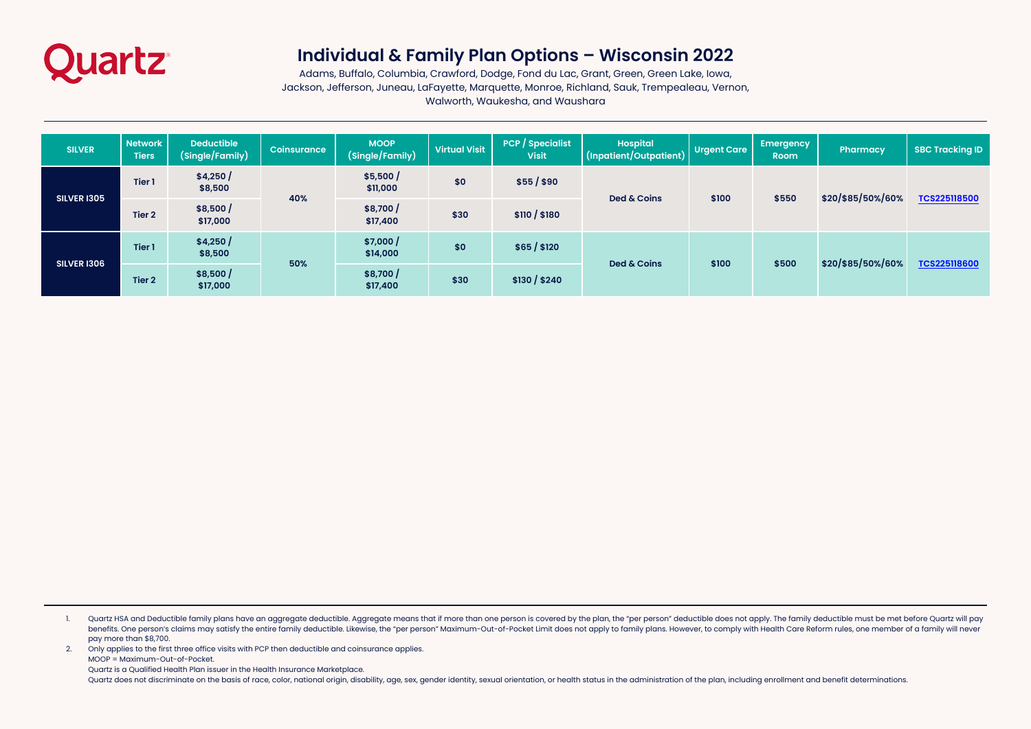Quartz

# Individual & Family Plan Options – Wisconsin 2022

Adams, Buffalo, Columbia, Crawford, Dodge, Fond du Lac, Grant, Green, Green Lake, Iowa, Jackson, Jefferson, Juneau, LaFayette, Marquette, Monroe, Richland, Sauk, Trempealeau, Vernon, Walworth, Waukesha, and Waushara

| SILVER | Network Tiers | Deductible (Single/Family) | Coinsurance | MOOP (Single/Family) | Virtual Visit | PCP / Specialist Visit | Hospital (Inpatient/Outpatient) | Urgent Care | Emergency Room | Pharmacy | SBC Tracking ID |
|---|---|---|---|---|---|---|---|---|---|---|---|
| SILVER I305 | Tier 1 | $4,250 / $8,500 | 40% | $5,500 / $11,000 | $0 | $55 / $90 | Ded & Coins | $100 | $550 | $20/$85/50%/60% | TCS225118500 |
| | Tier 2 | $8,500 / $17,000 | | $8,700 / $17,400 | $30 | $110 / $180 | | | | | |
| SILVER I306 | Tier 1 | $4,250 / $8,500 | 50% | $7,000 / $14,000 | $0 | $65 / $120 | Ded & Coins | $100 | $500 | $20/$85/50%/60% | TCS225118600 |
| | Tier 2 | $8,500 / $17,000 | | $8,700 / $17,400 | $30 | $130 / $240 | | | | | |

1. Quartz HSA and Deductible family plans have an aggregate deductible. Aggregate means that if more than one person is covered by the plan, the "per person" deductible does not apply. The family deductible must be met before Quartz will pay benefits. One person's claims may satisfy the entire family deductible. Likewise, the "per person" Maximum-Out-of-Pocket Limit does not apply to family plans. However, to comply with Health Care Reform rules, one member of a family will never pay more than $8,700.
2. Only applies to the first three office visits with PCP then deductible and coinsurance applies.

MOOP = Maximum-Out-of-Pocket.

Quartz is a Qualified Health Plan issuer in the Health Insurance Marketplace.

Quartz does not discriminate on the basis of race, color, national origin, disability, age, sex, gender identity, sexual orientation, or health status in the administration of the plan, including enrollment and benefit determinations.